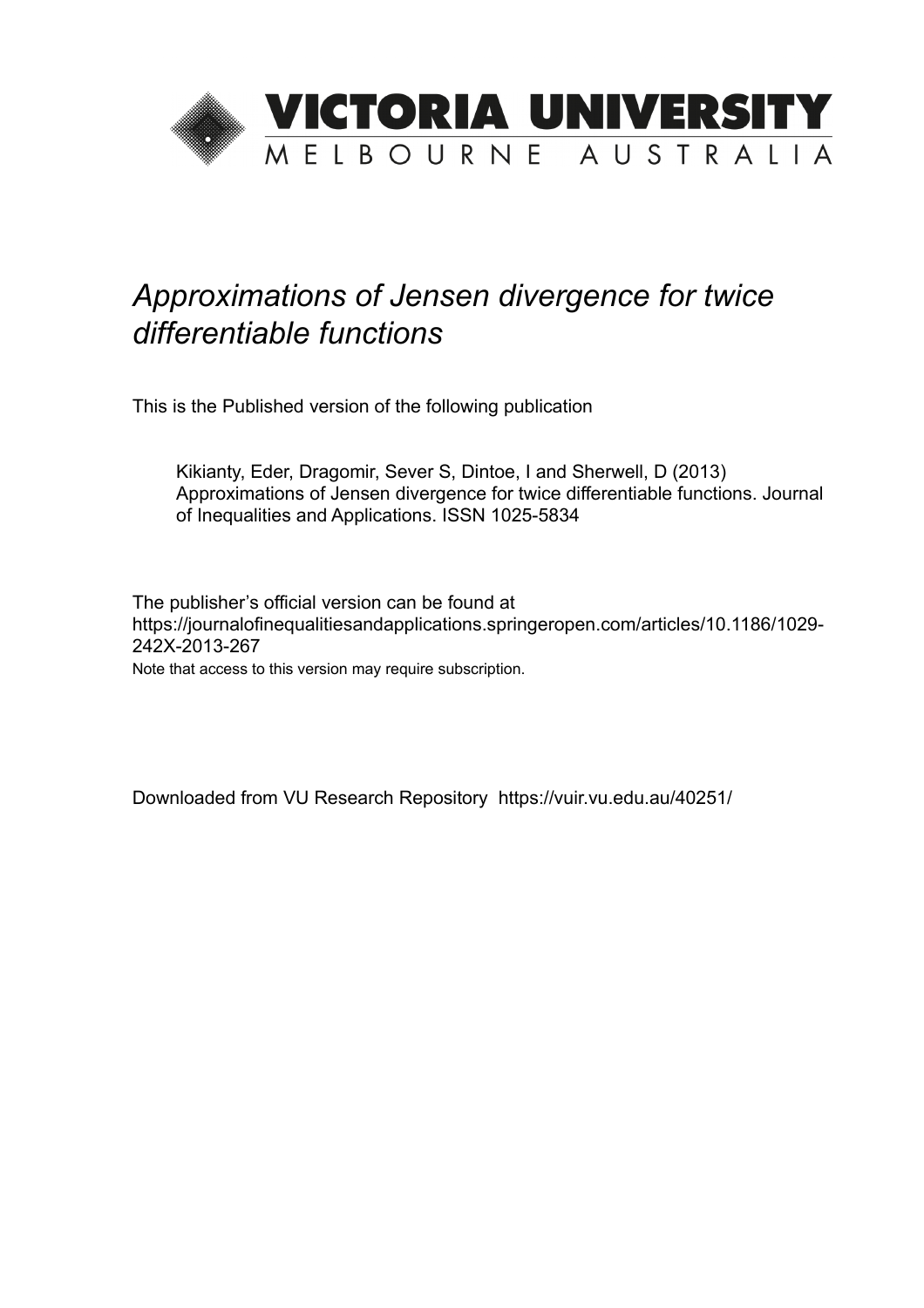# VICTORIA UNIVERSITY

MELBOURNE AUSTRALIA

*Approximations of Jensen divergence for twice differentiable functions*

This is the Published version of the following publication

Kikianty, Eder, Dragomir, Sever S, Dintoe, I and Sherwell, D (2013) Approximations of Jensen divergence for twice differentiable functions. Journal of Inequalities and Applications. ISSN 1025-5834

The publisher's official version can be found at
https://journalofinequalitiesandapplications.springeropen.com/articles/10.1186/1029-242X-2013-267
Note that access to this version may require subscription.

Downloaded from VU Research Repository https://vuir.vu.edu.au/40251/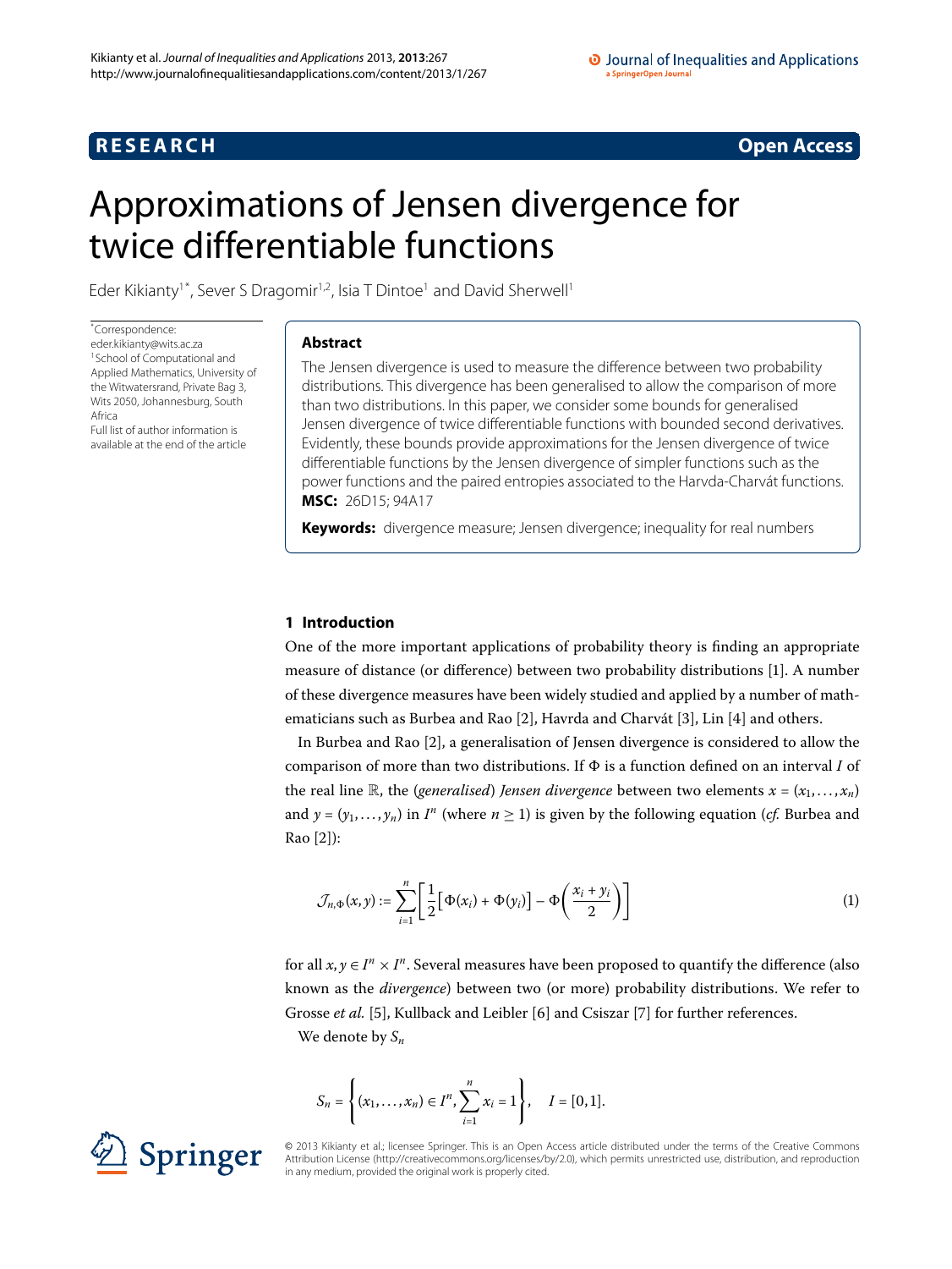# Approximations of Jensen divergence for twice differentiable functions

Eder Kikianty[1*], Sever S Dragomir[1,2], Isia T Dintoe[1] and David Sherwell[1]

*Correspondence: eder.kikianty@wits.ac.za
[1] School of Computational and Applied Mathematics, University of the Witwatersrand, Private Bag 3, Wits 2050, Johannesburg, South Africa
Full list of author information is available at the end of the article

## Abstract

The Jensen divergence is used to measure the difference between two probability distributions. This divergence has been generalised to allow the comparison of more than two distributions. In this paper, we consider some bounds for generalised Jensen divergence of twice differentiable functions with bounded second derivatives. Evidently, these bounds provide approximations for the Jensen divergence of twice differentiable functions by the Jensen divergence of simpler functions such as the power functions and the paired entropies associated to the Harvda-Charvát functions.

**MSC:** 26D15; 94A17

**Keywords:** divergence measure; Jensen divergence; inequality for real numbers

## 1 Introduction

One of the more important applications of probability theory is finding an appropriate measure of distance (or difference) between two probability distributions [1]. A number of these divergence measures have been widely studied and applied by a number of mathematicians such as Burbea and Rao [2], Havrda and Charvát [3], Lin [4] and others.

In Burbea and Rao [2], a generalisation of Jensen divergence is considered to allow the comparison of more than two distributions. If $\Phi$ is a function defined on an interval $I$ of the real line $\mathbb{R}$, the (*generalised*) *Jensen divergence* between two elements $x = (x_1, \ldots, x_n)$ and $y = (y_1, \ldots, y_n)$ in $I^n$ (where $n \geq 1$) is given by the following equation (*cf.* Burbea and Rao [2]):

$$\mathcal{J}_{n,\Phi}(x,y) := \sum_{i=1}^{n} \left[ \frac{1}{2} \left[ \Phi(x_i) + \Phi(y_i) \right] - \Phi\left( \frac{x_i + y_i}{2} \right) \right] \tag{1}$$

for all $x, y \in I^n \times I^n$. Several measures have been proposed to quantify the difference (also known as the *divergence*) between two (or more) probability distributions. We refer to Grosse *et al.* [5], Kullback and Leibler [6] and Csiszar [7] for further references.

We denote by $S_n$

$$S_n = \left\{ (x_1, \ldots, x_n) \in I^n, \sum_{i=1}^{n} x_i = 1 \right\}, \quad I = [0,1].$$

© 2013 Kikianty et al.; licensee Springer. This is an Open Access article distributed under the terms of the Creative Commons Attribution License (http://creativecommons.org/licenses/by/2.0), which permits unrestricted use, distribution, and reproduction in any medium, provided the original work is properly cited.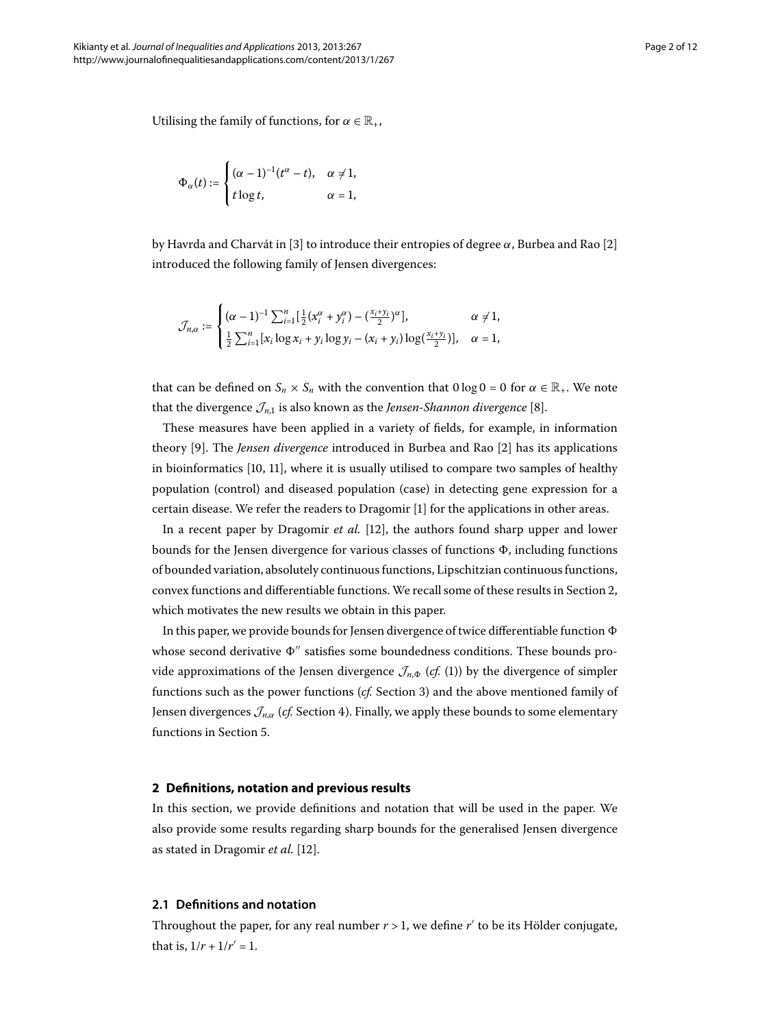Utilising the family of functions, for $\alpha \in \mathbb{R}_+$,

$$\Phi_\alpha(t) := \begin{cases} (\alpha-1)^{-1}(t^\alpha - t), & \alpha \neq 1, \\ t \log t, & \alpha = 1, \end{cases}$$

by Havrda and Charvát in [3] to introduce their entropies of degree $\alpha$, Burbea and Rao [2] introduced the following family of Jensen divergences:

$$\mathcal{J}_{n,\alpha} := \begin{cases} (\alpha-1)^{-1}\sum_{i=1}^n [\frac{1}{2}(x_i^\alpha + y_i^\alpha) - (\frac{x_i+y_i}{2})^\alpha], & \alpha \neq 1, \\ \frac{1}{2}\sum_{i=1}^n [x_i \log x_i + y_i \log y_i - (x_i+y_i)\log(\frac{x_i+y_i}{2})], & \alpha = 1, \end{cases}$$

that can be defined on $S_n \times S_n$ with the convention that $0 \log 0 = 0$ for $\alpha \in \mathbb{R}_+$. We note that the divergence $\mathcal{J}_{n,1}$ is also known as the *Jensen-Shannon divergence* [8].

These measures have been applied in a variety of fields, for example, in information theory [9]. The *Jensen divergence* introduced in Burbea and Rao [2] has its applications in bioinformatics [10, 11], where it is usually utilised to compare two samples of healthy population (control) and diseased population (case) in detecting gene expression for a certain disease. We refer the readers to Dragomir [1] for the applications in other areas.

In a recent paper by Dragomir *et al.* [12], the authors found sharp upper and lower bounds for the Jensen divergence for various classes of functions $\Phi$, including functions of bounded variation, absolutely continuous functions, Lipschitzian continuous functions, convex functions and differentiable functions. We recall some of these results in Section 2, which motivates the new results we obtain in this paper.

In this paper, we provide bounds for Jensen divergence of twice differentiable function $\Phi$ whose second derivative $\Phi''$ satisfies some boundedness conditions. These bounds provide approximations of the Jensen divergence $\mathcal{J}_{n,\Phi}$ (*cf.* (1)) by the divergence of simpler functions such as the power functions (*cf.* Section 3) and the above mentioned family of Jensen divergences $\mathcal{J}_{n,\alpha}$ (*cf.* Section 4). Finally, we apply these bounds to some elementary functions in Section 5.

## 2 Definitions, notation and previous results

In this section, we provide definitions and notation that will be used in the paper. We also provide some results regarding sharp bounds for the generalised Jensen divergence as stated in Dragomir *et al.* [12].

### 2.1 Definitions and notation

Throughout the paper, for any real number $r > 1$, we define $r'$ to be its Hölder conjugate, that is, $1/r + 1/r' = 1$.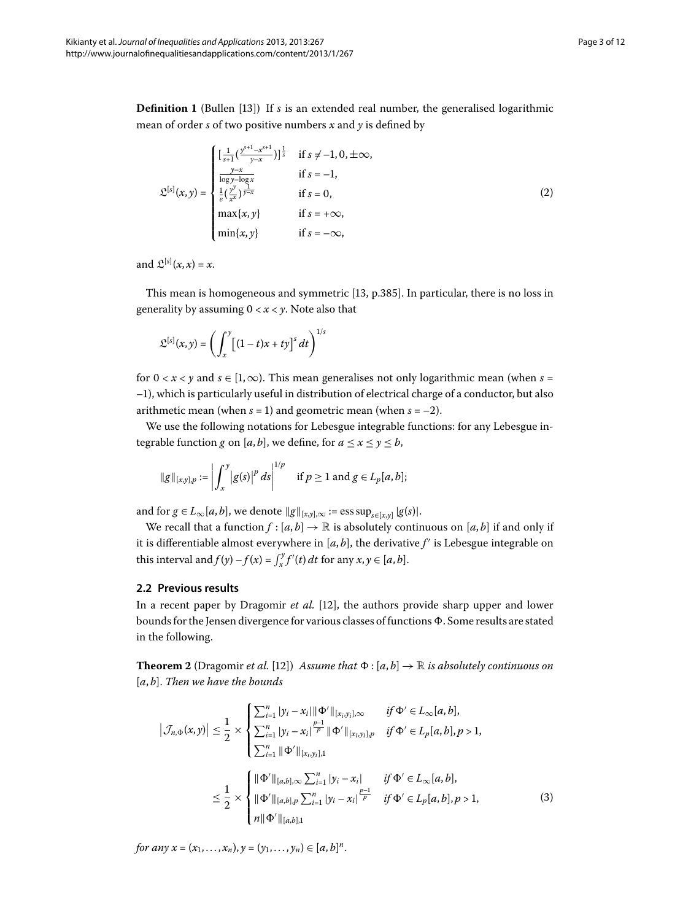**Definition 1** (Bullen [13]) If $s$ is an extended real number, the generalised logarithmic mean of order $s$ of two positive numbers $x$ and $y$ is defined by

$$\mathfrak{L}^{[s]}(x,y) = \begin{cases} [\frac{1}{s+1}(\frac{y^{s+1}-x^{s+1}}{y-x})]^{\frac{1}{s}} & \text{if } s \neq -1, 0, \pm\infty, \\ \frac{y-x}{\log y - \log x} & \text{if } s = -1, \\ \frac{1}{e}(\frac{y^y}{x^x})^{\frac{1}{y-x}} & \text{if } s = 0, \\ \max\{x,y\} & \text{if } s = +\infty, \\ \min\{x,y\} & \text{if } s = -\infty, \end{cases} \tag{2}$$

and $\mathfrak{L}^{[s]}(x,x) = x$.

This mean is homogeneous and symmetric [13, p.385]. In particular, there is no loss in generality by assuming $0 < x < y$. Note also that

$$\mathfrak{L}^{[s]}(x,y) = \left( \int_x^y \left[(1-t)x + ty\right]^s \, dt \right)^{1/s}$$

for $0 < x < y$ and $s \in [1, \infty)$. This mean generalises not only logarithmic mean (when $s = -1$), which is particularly useful in distribution of electrical charge of a conductor, but also arithmetic mean (when $s = 1$) and geometric mean (when $s = -2$).

We use the following notations for Lebesgue integrable functions: for any Lebesgue integrable function $g$ on $[a,b]$, we define, for $a \leq x \leq y \leq b$,

$$\|g\|_{[x,y],p} := \left| \int_x^y \left|g(s)\right|^p \, ds \right|^{1/p} \quad \text{if } p \geq 1 \text{ and } g \in L_p[a,b];$$

and for $g \in L_\infty[a,b]$, we denote $\|g\|_{[x,y],\infty} := \operatorname{ess\,sup}_{s \in [x,y]} |g(s)|$.

We recall that a function $f : [a,b] \to \mathbb{R}$ is absolutely continuous on $[a,b]$ if and only if it is differentiable almost everywhere in $[a,b]$, the derivative $f'$ is Lebesgue integrable on this interval and $f(y) - f(x) = \int_x^y f'(t)\,dt$ for any $x, y \in [a,b]$.

## 2.2 Previous results

In a recent paper by Dragomir *et al.* [12], the authors provide sharp upper and lower bounds for the Jensen divergence for various classes of functions $\Phi$. Some results are stated in the following.

**Theorem 2** (Dragomir *et al.* [12]) *Assume that $\Phi : [a,b] \to \mathbb{R}$ is absolutely continuous on $[a,b]$. Then we have the bounds*

$$\begin{aligned} \left|\mathcal{J}_{n,\Phi}(x,y)\right| &\leq \frac{1}{2} \times \begin{cases} \sum_{i=1}^n |y_i - x_i| \|\Phi'\|_{[x_i,y_i],\infty} & \text{if } \Phi' \in L_\infty[a,b], \\ \sum_{i=1}^n |y_i - x_i|^{\frac{p-1}{p}} \|\Phi'\|_{[x_i,y_i],p} & \text{if } \Phi' \in L_p[a,b], p > 1, \\ \sum_{i=1}^n \|\Phi'\|_{[x_i,y_i],1} \end{cases} \\ &\leq \frac{1}{2} \times \begin{cases} \|\Phi'\|_{[a,b],\infty} \sum_{i=1}^n |y_i - x_i| & \text{if } \Phi' \in L_\infty[a,b], \\ \|\Phi'\|_{[a,b],p} \sum_{i=1}^n |y_i - x_i|^{\frac{p-1}{p}} & \text{if } \Phi' \in L_p[a,b], p > 1, \\ n\|\Phi'\|_{[a,b],1} \end{cases} \end{aligned} \tag{3}$$

*for any $x = (x_1, \ldots, x_n), y = (y_1, \ldots, y_n) \in [a,b]^n$.*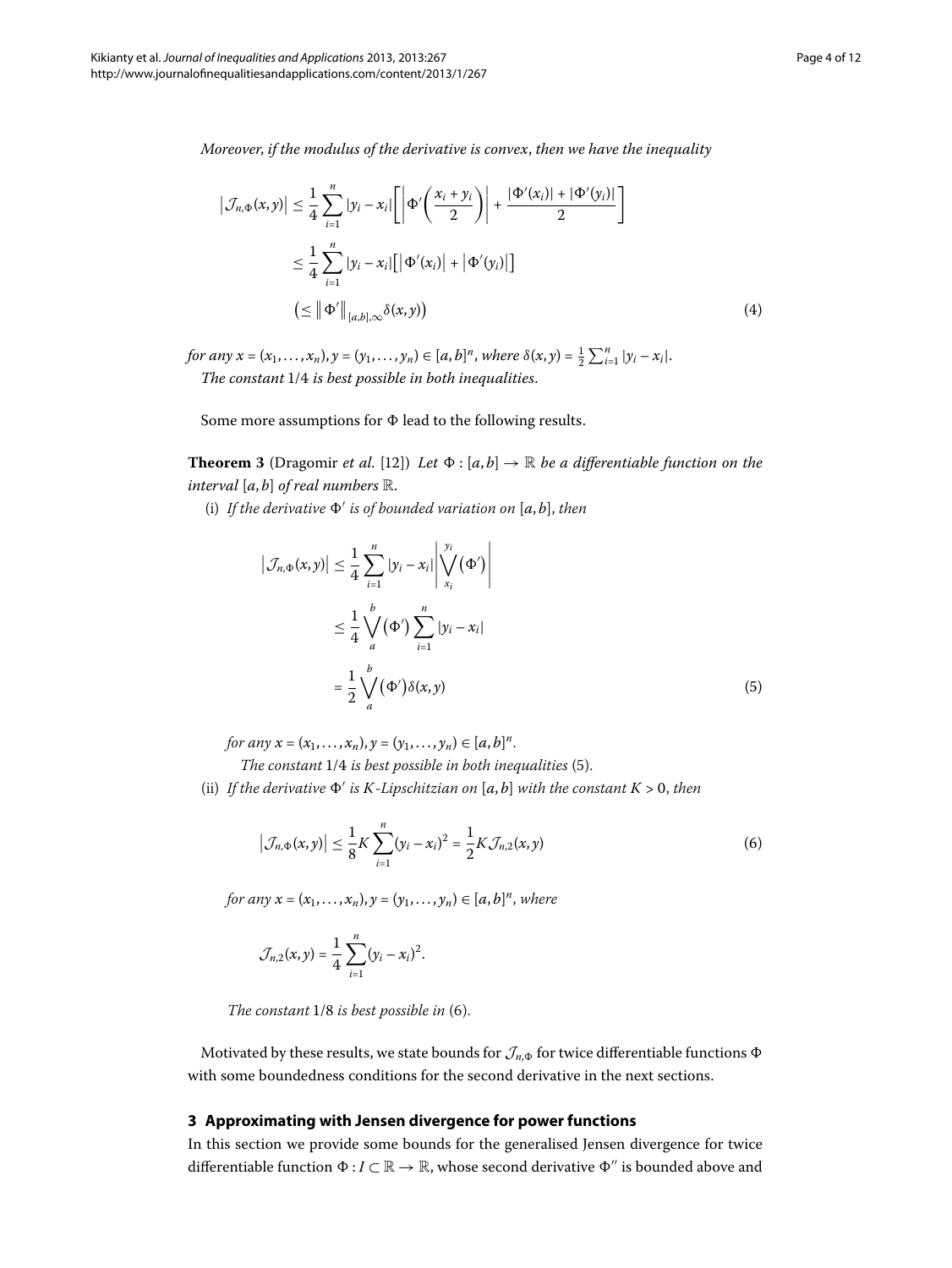*Moreover, if the modulus of the derivative is convex, then we have the inequality*

$$
\begin{aligned}
\left|\mathcal{J}_{n,\Phi}(x,y)\right| &\leq \frac{1}{4}\sum_{i=1}^{n}|y_i - x_i|\left[\left|\Phi'\left(\frac{x_i+y_i}{2}\right)\right| + \frac{|\Phi'(x_i)| + |\Phi'(y_i)|}{2}\right] \\
&\leq \frac{1}{4}\sum_{i=1}^{n}|y_i - x_i|\left[\left|\Phi'(x_i)\right| + \left|\Phi'(y_i)\right|\right] \\
&\left(\leq \left\|\Phi'\right\|_{[a,b],\infty}\delta(x,y)\right)
\end{aligned}
\tag{4}
$$

*for any* $x = (x_1,\ldots,x_n), y = (y_1,\ldots,y_n) \in [a,b]^n$, *where* $\delta(x,y) = \frac{1}{2}\sum_{i=1}^{n}|y_i - x_i|$.

*The constant* $1/4$ *is best possible in both inequalities.*

Some more assumptions for $\Phi$ lead to the following results.

**Theorem 3** (Dragomir *et al.* [12]) *Let* $\Phi : [a,b] \to \mathbb{R}$ *be a differentiable function on the interval* $[a,b]$ *of real numbers* $\mathbb{R}$.

(i) *If the derivative* $\Phi'$ *is of bounded variation on* $[a,b]$, *then*

$$
\begin{aligned}
\left|\mathcal{J}_{n,\Phi}(x,y)\right| &\leq \frac{1}{4}\sum_{i=1}^{n}|y_i - x_i|\left|\bigvee_{x_i}^{y_i}(\Phi')\right| \\
&\leq \frac{1}{4}\bigvee_{a}^{b}(\Phi')\sum_{i=1}^{n}|y_i - x_i| \\
&= \frac{1}{2}\bigvee_{a}^{b}(\Phi')\delta(x,y)
\end{aligned}
\tag{5}
$$

*for any* $x = (x_1,\ldots,x_n), y = (y_1,\ldots,y_n) \in [a,b]^n$.

*The constant* $1/4$ *is best possible in both inequalities* (5).

(ii) *If the derivative* $\Phi'$ *is* $K$*-Lipschitzian on* $[a,b]$ *with the constant* $K > 0$, *then*

$$
\left|\mathcal{J}_{n,\Phi}(x,y)\right| \leq \frac{1}{8}K\sum_{i=1}^{n}(y_i - x_i)^2 = \frac{1}{2}K\mathcal{J}_{n,2}(x,y)
\tag{6}
$$

*for any* $x = (x_1,\ldots,x_n), y = (y_1,\ldots,y_n) \in [a,b]^n$, *where*

$$
\mathcal{J}_{n,2}(x,y) = \frac{1}{4}\sum_{i=1}^{n}(y_i - x_i)^2.
$$

*The constant* $1/8$ *is best possible in* (6).

Motivated by these results, we state bounds for $\mathcal{J}_{n,\Phi}$ for twice differentiable functions $\Phi$ with some boundedness conditions for the second derivative in the next sections.

## 3 Approximating with Jensen divergence for power functions

In this section we provide some bounds for the generalised Jensen divergence for twice differentiable function $\Phi : I \subset \mathbb{R} \to \mathbb{R}$, whose second derivative $\Phi''$ is bounded above and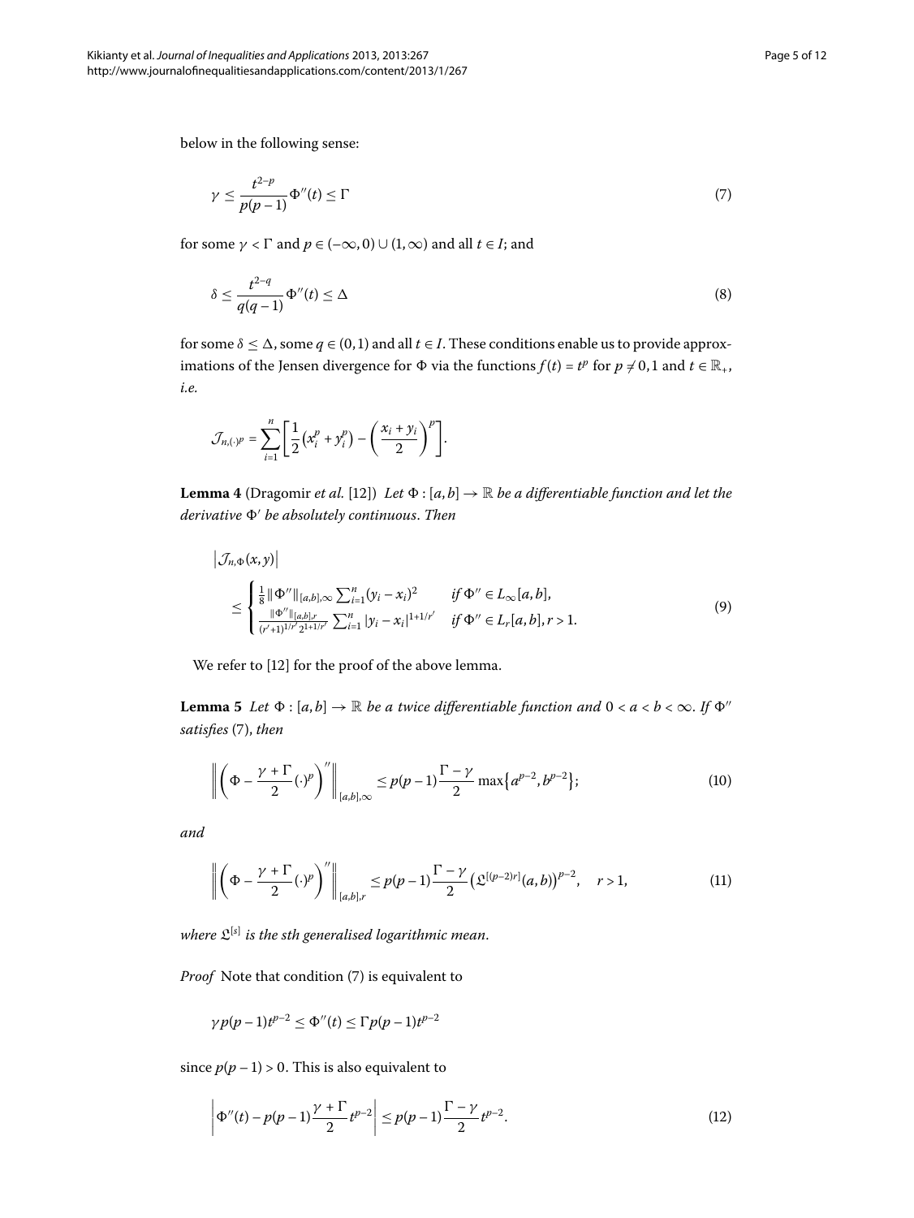below in the following sense:

$$\gamma \leq \frac{t^{2-p}}{p(p-1)}\Phi''(t) \leq \Gamma \tag{7}$$

for some $\gamma < \Gamma$ and $p \in (-\infty, 0) \cup (1, \infty)$ and all $t \in I$; and

$$\delta \leq \frac{t^{2-q}}{q(q-1)}\Phi''(t) \leq \Delta \tag{8}$$

for some $\delta \leq \Delta$, some $q \in (0,1)$ and all $t \in I$. These conditions enable us to provide approximations of the Jensen divergence for $\Phi$ via the functions $f(t) = t^p$ for $p \neq 0, 1$ and $t \in \mathbb{R}_+$, *i.e.*

$$\mathcal{J}_{n,(\cdot)^p} = \sum_{i=1}^{n}\left[\frac{1}{2}\left(x_i^p + y_i^p\right) - \left(\frac{x_i + y_i}{2}\right)^p\right].$$

**Lemma 4** (Dragomir *et al.* [12]) *Let $\Phi : [a,b] \to \mathbb{R}$ be a differentiable function and let the derivative $\Phi'$ be absolutely continuous. Then*

$$\begin{aligned} &\left|\mathcal{J}_{n,\Phi}(x,y)\right| \\ &\quad\leq \begin{cases} \frac{1}{8}\|\Phi''\|_{[a,b],\infty}\sum_{i=1}^{n}(y_i - x_i)^2 & \text{if } \Phi'' \in L_\infty[a,b], \\ \frac{\|\Phi''\|_{[a,b],r}}{(r'+1)^{1/r'}2^{1+1/r'}}\sum_{i=1}^{n}|y_i - x_i|^{1+1/r'} & \text{if } \Phi'' \in L_r[a,b], r > 1. \end{cases} \end{aligned} \tag{9}$$

We refer to [12] for the proof of the above lemma.

**Lemma 5** *Let $\Phi : [a,b] \to \mathbb{R}$ be a twice differentiable function and $0 < a < b < \infty$. If $\Phi''$ satisfies* (7), *then*

$$\left\|\left(\Phi - \frac{\gamma + \Gamma}{2}(\cdot)^p\right)''\right\|_{[a,b],\infty} \leq p(p-1)\frac{\Gamma - \gamma}{2}\max\left\{a^{p-2}, b^{p-2}\right\}; \tag{10}$$

*and*

$$\left\|\left(\Phi - \frac{\gamma + \Gamma}{2}(\cdot)^p\right)''\right\|_{[a,b],r} \leq p(p-1)\frac{\Gamma - \gamma}{2}\left(\mathfrak{L}^{[(p-2)r]}(a,b)\right)^{p-2}, \quad r > 1, \tag{11}$$

*where $\mathfrak{L}^{[s]}$ is the sth generalised logarithmic mean.*

*Proof* Note that condition (7) is equivalent to

$$\gamma p(p-1)t^{p-2} \leq \Phi''(t) \leq \Gamma p(p-1)t^{p-2}$$

since $p(p-1) > 0$. This is also equivalent to

$$\left|\Phi''(t) - p(p-1)\frac{\gamma + \Gamma}{2}t^{p-2}\right| \leq p(p-1)\frac{\Gamma - \gamma}{2}t^{p-2}. \tag{12}$$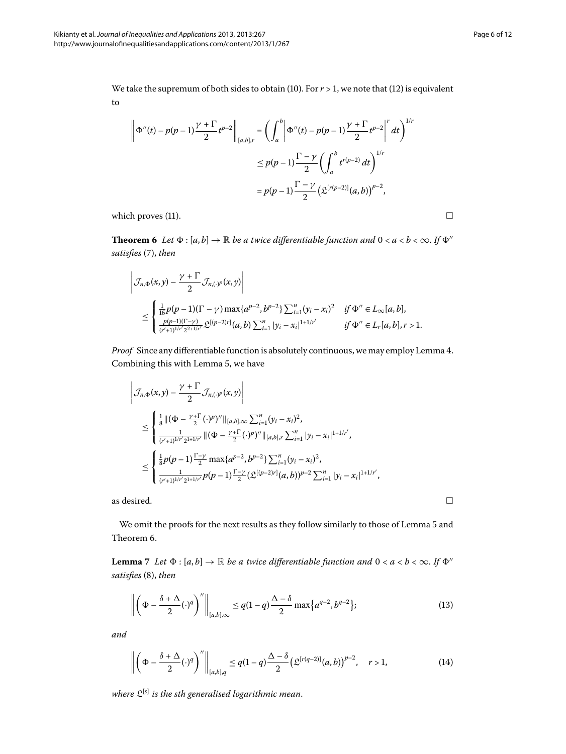We take the supremum of both sides to obtain (10). For $r > 1$, we note that (12) is equivalent to

$$
\begin{aligned}
\left\| \Phi''(t) - p(p-1)\frac{\gamma + \Gamma}{2} t^{p-2} \right\|_{[a,b],r} &= \left( \int_a^b \left| \Phi''(t) - p(p-1)\frac{\gamma + \Gamma}{2} t^{p-2} \right|^r dt \right)^{1/r} \\
&\le p(p-1)\frac{\Gamma - \gamma}{2} \left( \int_a^b t^{r(p-2)}\, dt \right)^{1/r} \\
&= p(p-1)\frac{\Gamma - \gamma}{2} \left( \mathfrak{L}^{[r(p-2)]}(a,b) \right)^{p-2},
\end{aligned}
$$

which proves (11). □

**Theorem 6** *Let $\Phi : [a,b] \to \mathbb{R}$ be a twice differentiable function and $0 < a < b < \infty$. If $\Phi''$ satisfies* (7), *then*

$$
\begin{aligned}
&\left| \mathcal{J}_{n,\Phi}(x,y) - \frac{\gamma + \Gamma}{2} \mathcal{J}_{n,(\cdot)^p}(x,y) \right| \\
&\quad \le \begin{cases} \frac{1}{16} p(p-1)(\Gamma - \gamma) \max\{a^{p-2}, b^{p-2}\} \sum_{i=1}^n (y_i - x_i)^2 & \text{if } \Phi'' \in L_\infty[a,b], \\ \frac{p(p-1)(\Gamma - \gamma)}{(r'+1)^{1/r'} 2^{2+1/r'}} \mathfrak{L}^{[(p-2)r]}(a,b) \sum_{i=1}^n |y_i - x_i|^{1+1/r'} & \text{if } \Phi'' \in L_r[a,b], r > 1. \end{cases}
\end{aligned}
$$

*Proof* Since any differentiable function is absolutely continuous, we may employ Lemma 4. Combining this with Lemma 5, we have

$$
\begin{aligned}
&\left| \mathcal{J}_{n,\Phi}(x,y) - \frac{\gamma + \Gamma}{2} \mathcal{J}_{n,(\cdot)^p}(x,y) \right| \\
&\quad \le \begin{cases} \frac{1}{8} \| (\Phi - \frac{\gamma+\Gamma}{2}(\cdot)^p)'' \|_{[a,b],\infty} \sum_{i=1}^n (y_i - x_i)^2, \\ \frac{1}{(r'+1)^{1/r'} 2^{1+1/r'}} \| (\Phi - \frac{\gamma+\Gamma}{2}(\cdot)^p)'' \|_{[a,b],r} \sum_{i=1}^n |y_i - x_i|^{1+1/r'}, \end{cases} \\
&\quad \le \begin{cases} \frac{1}{8} p(p-1) \frac{\Gamma - \gamma}{2} \max\{a^{p-2}, b^{p-2}\} \sum_{i=1}^n (y_i - x_i)^2, \\ \frac{1}{(r'+1)^{1/r'} 2^{1+1/r'}} p(p-1) \frac{\Gamma - \gamma}{2} (\mathfrak{L}^{[(p-2)r]}(a,b))^{p-2} \sum_{i=1}^n |y_i - x_i|^{1+1/r'}, \end{cases}
\end{aligned}
$$

as desired. □

We omit the proofs for the next results as they follow similarly to those of Lemma 5 and Theorem 6.

**Lemma 7** *Let $\Phi : [a,b] \to \mathbb{R}$ be a twice differentiable function and $0 < a < b < \infty$. If $\Phi''$ satisfies* (8), *then*

$$
\left\| \left( \Phi - \frac{\delta + \Delta}{2} (\cdot)^q \right)'' \right\|_{[a,b],\infty} \le q(1-q) \frac{\Delta - \delta}{2} \max\{a^{q-2}, b^{q-2}\}; \tag{13}
$$

*and*

$$
\left\| \left( \Phi - \frac{\delta + \Delta}{2} (\cdot)^q \right)'' \right\|_{[a,b],q} \le q(1-q) \frac{\Delta - \delta}{2} \left( \mathfrak{L}^{[r(q-2)]}(a,b) \right)^{p-2}, \quad r > 1, \tag{14}
$$

*where $\mathfrak{L}^{[s]}$ is the sth generalised logarithmic mean.*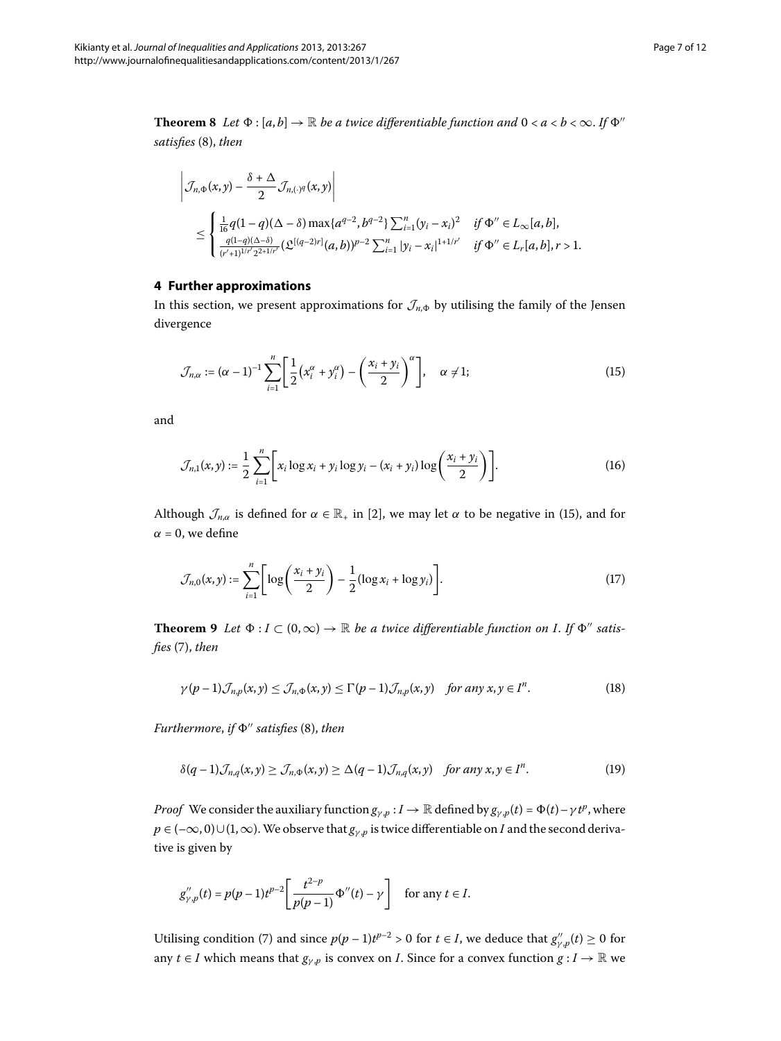**Theorem 8** *Let $\Phi : [a,b] \to \mathbb{R}$ be a twice differentiable function and $0 < a < b < \infty$. If $\Phi''$ satisfies* (8), *then*

$$\left| \mathcal{J}_{n,\Phi}(x,y) - \frac{\delta + \Delta}{2} \mathcal{J}_{n,(\cdot)^q}(x,y) \right|$$

$$\leq \begin{cases} \frac{1}{16} q(1-q)(\Delta - \delta) \max\{a^{q-2}, b^{q-2}\} \sum_{i=1}^n (y_i - x_i)^2 & \textit{if } \Phi'' \in L_\infty[a,b], \\ \frac{q(1-q)(\Delta-\delta)}{(r'+1)^{1/r'} 2^{2+1/r'}} (\mathfrak{L}^{[(q-2)r]}(a,b))^{p-2} \sum_{i=1}^n |y_i - x_i|^{1+1/r'} & \textit{if } \Phi'' \in L_r[a,b], r > 1. \end{cases}$$

## 4 Further approximations

In this section, we present approximations for $\mathcal{J}_{n,\Phi}$ by utilising the family of the Jensen divergence

$$\mathcal{J}_{n,\alpha} := (\alpha - 1)^{-1} \sum_{i=1}^n \left[ \frac{1}{2} \left( x_i^\alpha + y_i^\alpha \right) - \left( \frac{x_i + y_i}{2} \right)^\alpha \right], \quad \alpha \neq 1; \tag{15}$$

and

$$\mathcal{J}_{n,1}(x,y) := \frac{1}{2} \sum_{i=1}^n \left[ x_i \log x_i + y_i \log y_i - (x_i + y_i) \log \left( \frac{x_i + y_i}{2} \right) \right]. \tag{16}$$

Although $\mathcal{J}_{n,\alpha}$ is defined for $\alpha \in \mathbb{R}_+$ in [2], we may let $\alpha$ to be negative in (15), and for $\alpha = 0$, we define

$$\mathcal{J}_{n,0}(x,y) := \sum_{i=1}^n \left[ \log \left( \frac{x_i + y_i}{2} \right) - \frac{1}{2} (\log x_i + \log y_i) \right]. \tag{17}$$

**Theorem 9** *Let $\Phi : I \subset (0,\infty) \to \mathbb{R}$ be a twice differentiable function on $I$. If $\Phi''$ satisfies* (7), *then*

$$\gamma(p-1)\mathcal{J}_{n,p}(x,y) \leq \mathcal{J}_{n,\Phi}(x,y) \leq \Gamma(p-1)\mathcal{J}_{n,p}(x,y) \quad \textit{for any } x,y \in I^n. \tag{18}$$

*Furthermore, if $\Phi''$ satisfies* (8), *then*

$$\delta(q-1)\mathcal{J}_{n,q}(x,y) \geq \mathcal{J}_{n,\Phi}(x,y) \geq \Delta(q-1)\mathcal{J}_{n,q}(x,y) \quad \textit{for any } x,y \in I^n. \tag{19}$$

*Proof* We consider the auxiliary function $g_{\gamma,p} : I \to \mathbb{R}$ defined by $g_{\gamma,p}(t) = \Phi(t) - \gamma t^p$, where $p \in (-\infty, 0) \cup (1, \infty)$. We observe that $g_{\gamma,p}$ is twice differentiable on $I$ and the second derivative is given by

$$g''_{\gamma,p}(t) = p(p-1)t^{p-2} \left[ \frac{t^{2-p}}{p(p-1)} \Phi''(t) - \gamma \right] \quad \text{for any } t \in I.$$

Utilising condition (7) and since $p(p-1)t^{p-2} > 0$ for $t \in I$, we deduce that $g''_{\gamma,p}(t) \geq 0$ for any $t \in I$ which means that $g_{\gamma,p}$ is convex on $I$. Since for a convex function $g : I \to \mathbb{R}$ we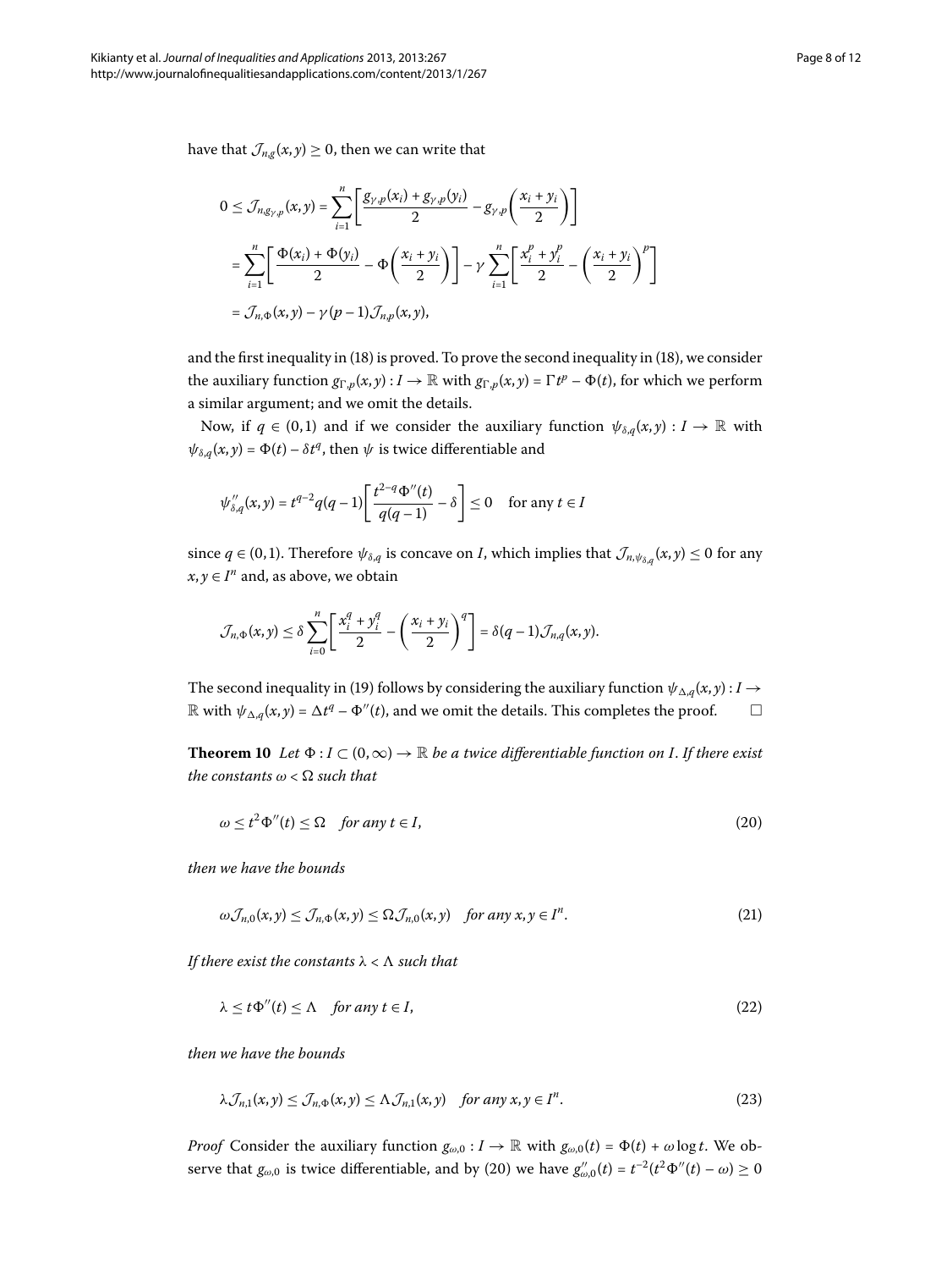have that $\mathcal{J}_{n,g}(x,y) \geq 0$, then we can write that

$$
\begin{aligned}
0 \leq \mathcal{J}_{n,g_{\gamma,p}}(x,y) &= \sum_{i=1}^{n} \left[ \frac{g_{\gamma,p}(x_i) + g_{\gamma,p}(y_i)}{2} - g_{\gamma,p}\left( \frac{x_i + y_i}{2} \right) \right] \\
&= \sum_{i=1}^{n} \left[ \frac{\Phi(x_i) + \Phi(y_i)}{2} - \Phi\left( \frac{x_i + y_i}{2} \right) \right] - \gamma \sum_{i=1}^{n} \left[ \frac{x_i^p + y_i^p}{2} - \left( \frac{x_i + y_i}{2} \right)^p \right] \\
&= \mathcal{J}_{n,\Phi}(x,y) - \gamma(p-1)\mathcal{J}_{n,p}(x,y),
\end{aligned}
$$

and the first inequality in (18) is proved. To prove the second inequality in (18), we consider the auxiliary function $g_{\Gamma,p}(x,y) : I \to \mathbb{R}$ with $g_{\Gamma,p}(x,y) = \Gamma t^p - \Phi(t)$, for which we perform a similar argument; and we omit the details.

Now, if $q \in (0,1)$ and if we consider the auxiliary function $\psi_{\delta,q}(x,y) : I \to \mathbb{R}$ with $\psi_{\delta,q}(x,y) = \Phi(t) - \delta t^q$, then $\psi$ is twice differentiable and

$$
\psi''_{\delta,q}(x,y) = t^{q-2} q(q-1) \left[ \frac{t^{2-q}\Phi''(t)}{q(q-1)} - \delta \right] \leq 0 \quad \text{for any } t \in I
$$

since $q \in (0,1)$. Therefore $\psi_{\delta,q}$ is concave on $I$, which implies that $\mathcal{J}_{n,\psi_{\delta,q}}(x,y) \leq 0$ for any $x, y \in I^n$ and, as above, we obtain

$$
\mathcal{J}_{n,\Phi}(x,y) \leq \delta \sum_{i=0}^{n} \left[ \frac{x_i^q + y_i^q}{2} - \left( \frac{x_i + y_i}{2} \right)^q \right] = \delta(q-1)\mathcal{J}_{n,q}(x,y).
$$

The second inequality in (19) follows by considering the auxiliary function $\psi_{\Delta,q}(x,y) : I \to \mathbb{R}$ with $\psi_{\Delta,q}(x,y) = \Delta t^q - \Phi''(t)$, and we omit the details. This completes the proof. □

**Theorem 10** *Let $\Phi : I \subset (0,\infty) \to \mathbb{R}$ be a twice differentiable function on $I$. If there exist the constants $\omega < \Omega$ such that*

$$
\omega \leq t^2 \Phi''(t) \leq \Omega \quad \textit{for any } t \in I, \tag{20}
$$

*then we have the bounds*

$$
\omega \mathcal{J}_{n,0}(x,y) \leq \mathcal{J}_{n,\Phi}(x,y) \leq \Omega \mathcal{J}_{n,0}(x,y) \quad \textit{for any } x, y \in I^n. \tag{21}
$$

*If there exist the constants $\lambda < \Lambda$ such that*

$$
\lambda \leq t \Phi''(t) \leq \Lambda \quad \textit{for any } t \in I, \tag{22}
$$

*then we have the bounds*

$$
\lambda \mathcal{J}_{n,1}(x,y) \leq \mathcal{J}_{n,\Phi}(x,y) \leq \Lambda \mathcal{J}_{n,1}(x,y) \quad \textit{for any } x, y \in I^n. \tag{23}
$$

*Proof* Consider the auxiliary function $g_{\omega,0} : I \to \mathbb{R}$ with $g_{\omega,0}(t) = \Phi(t) + \omega \log t$. We observe that $g_{\omega,0}$ is twice differentiable, and by (20) we have $g''_{\omega,0}(t) = t^{-2}(t^2\Phi''(t) - \omega) \geq 0$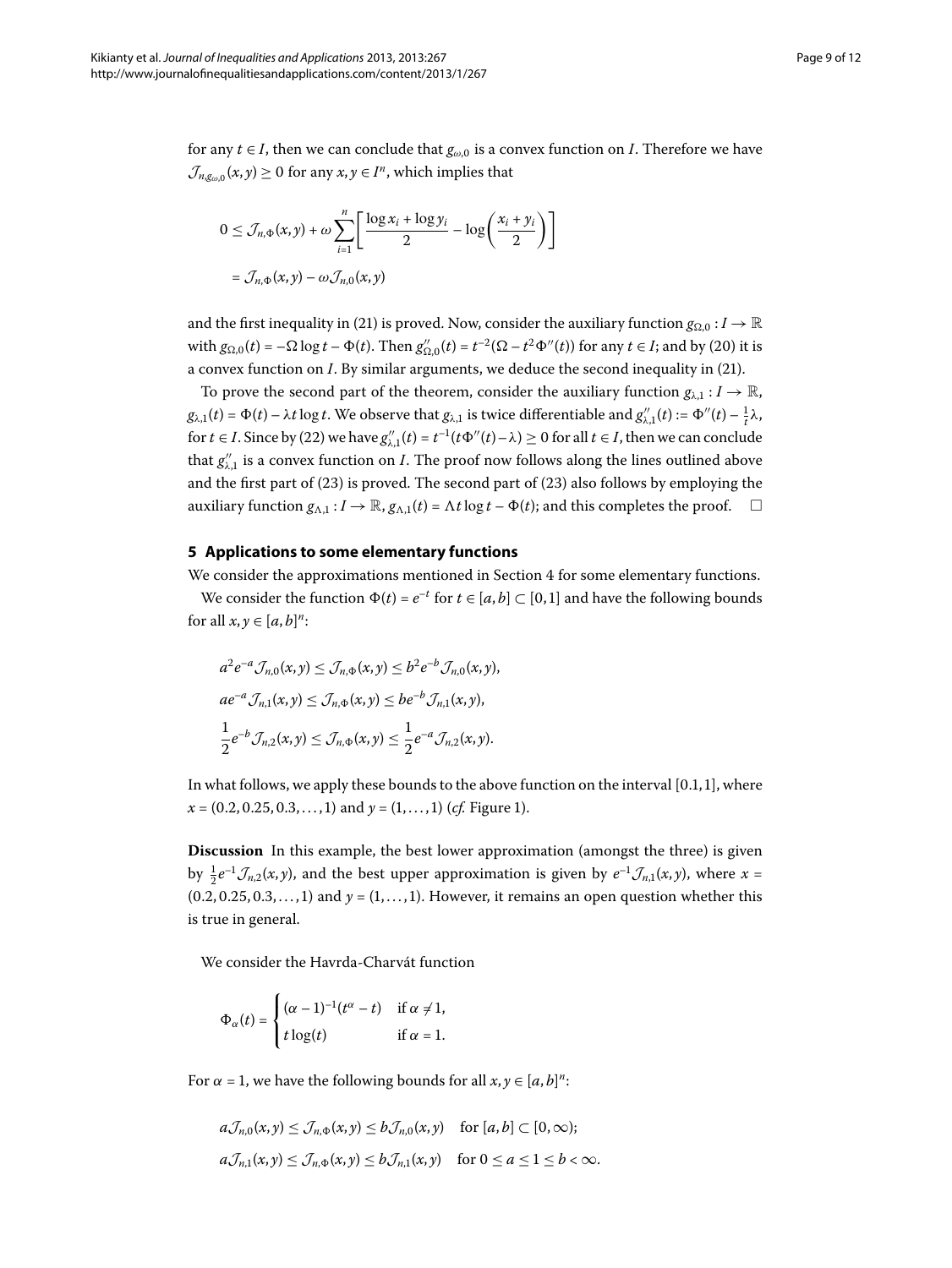for any $t \in I$, then we can conclude that $g_{\omega,0}$ is a convex function on $I$. Therefore we have $\mathcal{J}_{n,g_{\omega,0}}(x,y) \geq 0$ for any $x, y \in I^n$, which implies that

$$
\begin{aligned}
0 &\leq \mathcal{J}_{n,\Phi}(x,y) + \omega \sum_{i=1}^{n} \left[ \frac{\log x_i + \log y_i}{2} - \log\left(\frac{x_i + y_i}{2}\right) \right] \\
&= \mathcal{J}_{n,\Phi}(x,y) - \omega \mathcal{J}_{n,0}(x,y)
\end{aligned}
$$

and the first inequality in (21) is proved. Now, consider the auxiliary function $g_{\Omega,0} : I \to \mathbb{R}$ with $g_{\Omega,0}(t) = -\Omega \log t - \Phi(t)$. Then $g''_{\Omega,0}(t) = t^{-2}(\Omega - t^2 \Phi''(t))$ for any $t \in I$; and by (20) it is a convex function on $I$. By similar arguments, we deduce the second inequality in (21).

To prove the second part of the theorem, consider the auxiliary function $g_{\lambda,1} : I \to \mathbb{R}$, $g_{\lambda,1}(t) = \Phi(t) - \lambda t \log t$. We observe that $g_{\lambda,1}$ is twice differentiable and $g''_{\lambda,1}(t) := \Phi''(t) - \frac{1}{t}\lambda$, for $t \in I$. Since by (22) we have $g''_{\lambda,1}(t) = t^{-1}(t\Phi''(t) - \lambda) \geq 0$ for all $t \in I$, then we can conclude that $g''_{\lambda,1}$ is a convex function on $I$. The proof now follows along the lines outlined above and the first part of (23) is proved. The second part of (23) also follows by employing the auxiliary function $g_{\Lambda,1} : I \to \mathbb{R}$, $g_{\Lambda,1}(t) = \Lambda t \log t - \Phi(t)$; and this completes the proof. $\square$

## 5 Applications to some elementary functions

We consider the approximations mentioned in Section 4 for some elementary functions.

We consider the function $\Phi(t) = e^{-t}$ for $t \in [a,b] \subset [0,1]$ and have the following bounds for all $x, y \in [a,b]^n$:

$$
\begin{aligned}
&a^2 e^{-a} \mathcal{J}_{n,0}(x,y) \leq \mathcal{J}_{n,\Phi}(x,y) \leq b^2 e^{-b} \mathcal{J}_{n,0}(x,y), \\
&a e^{-a} \mathcal{J}_{n,1}(x,y) \leq \mathcal{J}_{n,\Phi}(x,y) \leq b e^{-b} \mathcal{J}_{n,1}(x,y), \\
&\frac{1}{2} e^{-b} \mathcal{J}_{n,2}(x,y) \leq \mathcal{J}_{n,\Phi}(x,y) \leq \frac{1}{2} e^{-a} \mathcal{J}_{n,2}(x,y).
\end{aligned}
$$

In what follows, we apply these bounds to the above function on the interval $[0.1, 1]$, where $x = (0.2, 0.25, 0.3, \ldots, 1)$ and $y = (1, \ldots, 1)$ (*cf.* Figure 1).

**Discussion** In this example, the best lower approximation (amongst the three) is given by $\frac{1}{2} e^{-1} \mathcal{J}_{n,2}(x,y)$, and the best upper approximation is given by $e^{-1} \mathcal{J}_{n,1}(x,y)$, where $x = (0.2, 0.25, 0.3, \ldots, 1)$ and $y = (1, \ldots, 1)$. However, it remains an open question whether this is true in general.

We consider the Havrda-Charvát function

$$
\Phi_\alpha(t) = \begin{cases} (\alpha - 1)^{-1}(t^\alpha - t) & \text{if } \alpha \neq 1, \\ t \log(t) & \text{if } \alpha = 1. \end{cases}
$$

For $\alpha = 1$, we have the following bounds for all $x, y \in [a,b]^n$:

$$
\begin{aligned}
&a \mathcal{J}_{n,0}(x,y) \leq \mathcal{J}_{n,\Phi}(x,y) \leq b \mathcal{J}_{n,0}(x,y) \quad \text{for } [a,b] \subset [0,\infty); \\
&a \mathcal{J}_{n,1}(x,y) \leq \mathcal{J}_{n,\Phi}(x,y) \leq b \mathcal{J}_{n,1}(x,y) \quad \text{for } 0 \leq a \leq 1 \leq b < \infty.
\end{aligned}
$$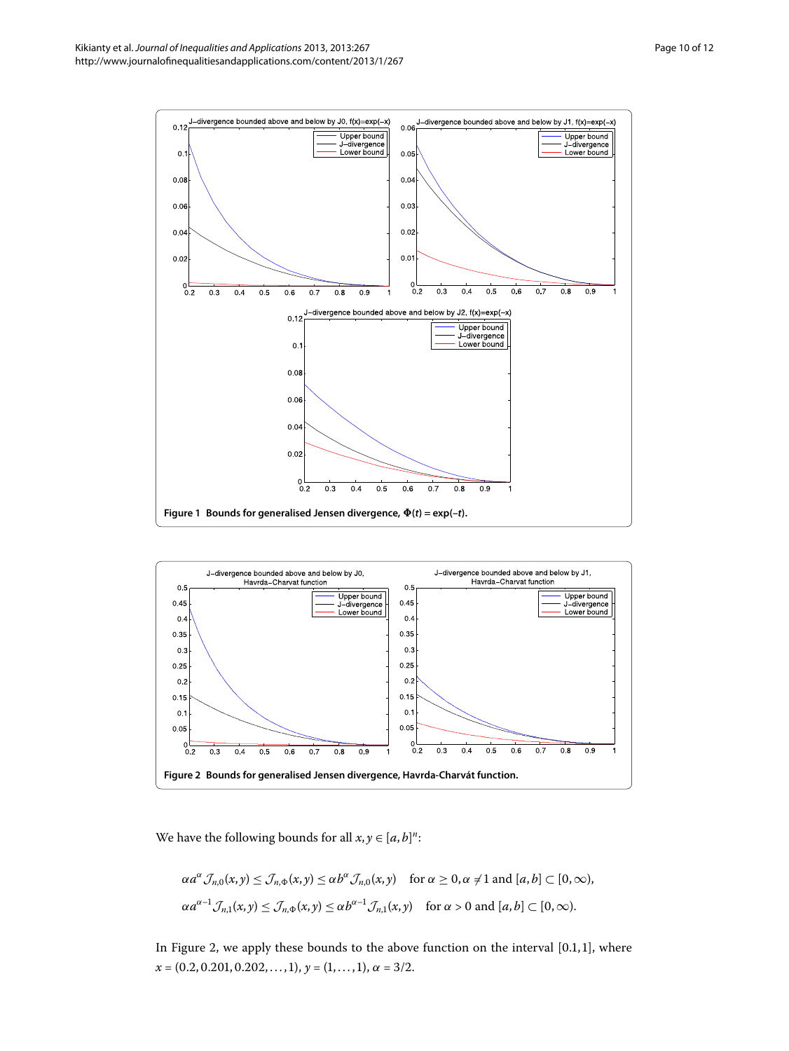**Figure 1 Bounds for generalised Jensen divergence, $\Phi(t) = \exp(-t)$.**

**Figure 2 Bounds for generalised Jensen divergence, Havrda-Charvát function.**

We have the following bounds for all $x, y \in [a,b]^n$:

$$\alpha a^{\alpha} \mathcal{J}_{n,0}(x,y) \leq \mathcal{J}_{n,\Phi}(x,y) \leq \alpha b^{\alpha} \mathcal{J}_{n,0}(x,y) \quad \text{for } \alpha \geq 0, \alpha \neq 1 \text{ and } [a,b] \subset [0,\infty),$$

$$\alpha a^{\alpha-1} \mathcal{J}_{n,1}(x,y) \leq \mathcal{J}_{n,\Phi}(x,y) \leq \alpha b^{\alpha-1} \mathcal{J}_{n,1}(x,y) \quad \text{for } \alpha > 0 \text{ and } [a,b] \subset [0,\infty).$$

In Figure 2, we apply these bounds to the above function on the interval $[0.1, 1]$, where $x = (0.2, 0.201, 0.202, \ldots, 1)$, $y = (1, \ldots, 1)$, $\alpha = 3/2$.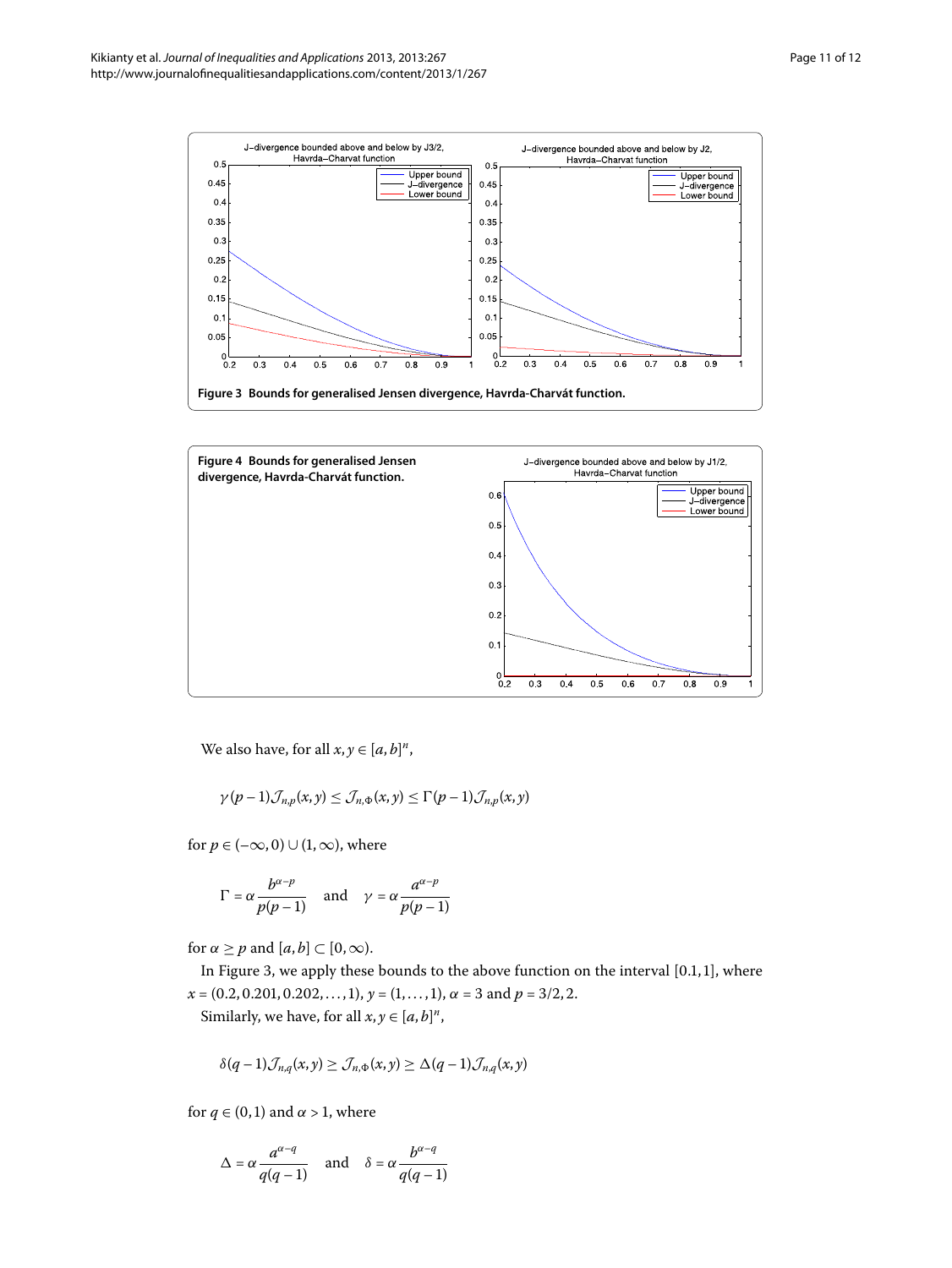**Figure 3 Bounds for generalised Jensen divergence, Havrda-Charvát function.**

**Figure 4 Bounds for generalised Jensen divergence, Havrda-Charvát function.**

We also have, for all $x, y \in [a,b]^n$,

$$\gamma(p-1)\mathcal{J}_{n,p}(x,y) \le \mathcal{J}_{n,\Phi}(x,y) \le \Gamma(p-1)\mathcal{J}_{n,p}(x,y)$$

for $p \in (-\infty, 0) \cup (1, \infty)$, where

$$\Gamma = \alpha \frac{b^{\alpha-p}}{p(p-1)} \quad \text{and} \quad \gamma = \alpha \frac{a^{\alpha-p}}{p(p-1)}$$

for $\alpha \ge p$ and $[a,b] \subset [0,\infty)$.

In Figure 3, we apply these bounds to the above function on the interval $[0.1, 1]$, where $x = (0.2, 0.201, 0.202, \ldots, 1)$, $y = (1, \ldots, 1)$, $\alpha = 3$ and $p = 3/2, 2$.

Similarly, we have, for all $x, y \in [a,b]^n$,

$$\delta(q-1)\mathcal{J}_{n,q}(x,y) \ge \mathcal{J}_{n,\Phi}(x,y) \ge \Delta(q-1)\mathcal{J}_{n,q}(x,y)$$

for $q \in (0,1)$ and $\alpha > 1$, where

$$\Delta = \alpha \frac{a^{\alpha-q}}{q(q-1)} \quad \text{and} \quad \delta = \alpha \frac{b^{\alpha-q}}{q(q-1)}$$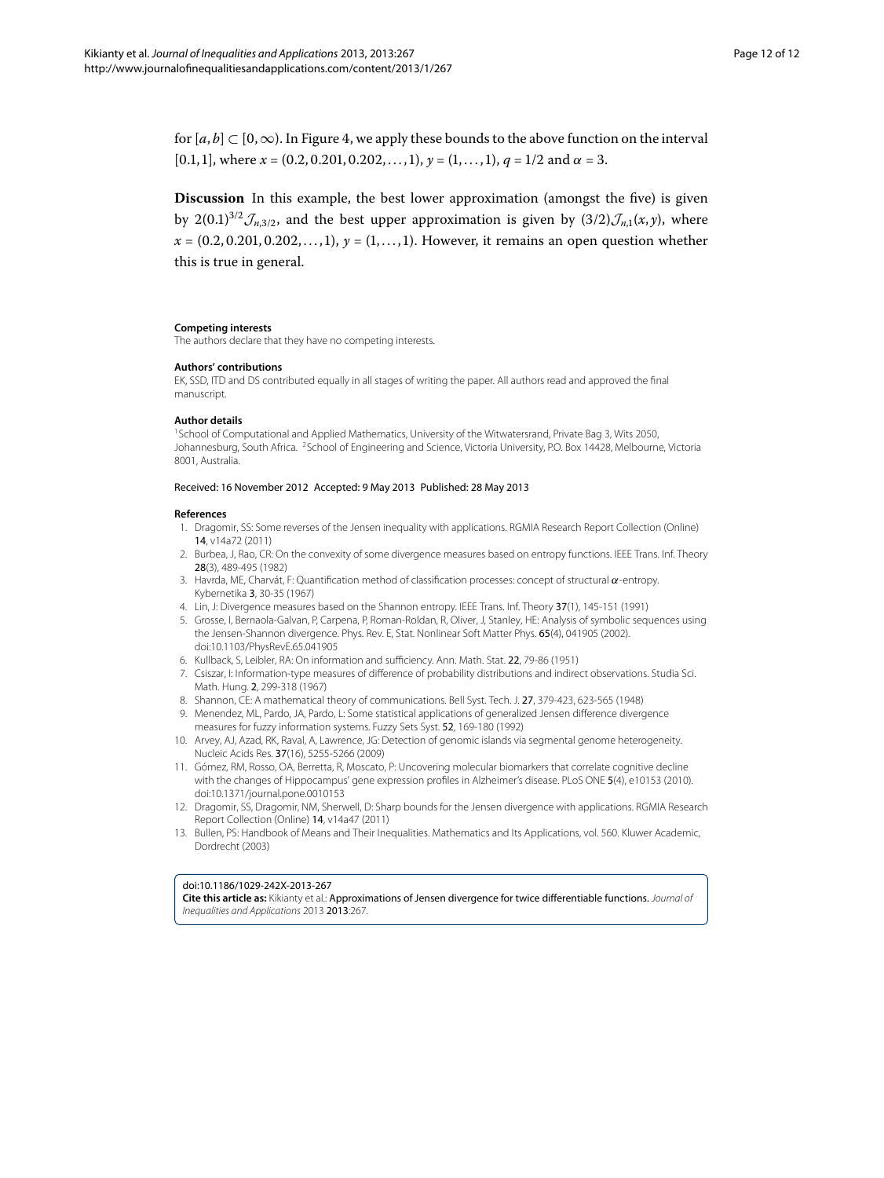for $[a,b] \subset [0,\infty)$. In Figure 4, we apply these bounds to the above function on the interval $[0.1,1]$, where $x = (0.2, 0.201, 0.202, \dots, 1)$, $y = (1, \dots, 1)$, $q = 1/2$ and $\alpha = 3$.

**Discussion** In this example, the best lower approximation (amongst the five) is given by $2(0.1)^{3/2}\mathcal{J}_{n,3/2}$, and the best upper approximation is given by $(3/2)\mathcal{J}_{n,1}(x,y)$, where $x = (0.2, 0.201, 0.202, \dots, 1)$, $y = (1, \dots, 1)$. However, it remains an open question whether this is true in general.

#### Competing interests

The authors declare that they have no competing interests.

#### Authors' contributions

EK, SSD, ITD and DS contributed equally in all stages of writing the paper. All authors read and approved the final manuscript.

#### Author details

[1]School of Computational and Applied Mathematics, University of the Witwatersrand, Private Bag 3, Wits 2050, Johannesburg, South Africa. [2]School of Engineering and Science, Victoria University, P.O. Box 14428, Melbourne, Victoria 8001, Australia.

Received: 16 November 2012 Accepted: 9 May 2013 Published: 28 May 2013

#### References

1. Dragomir, SS: Some reverses of the Jensen inequality with applications. RGMIA Research Report Collection (Online) **14**, v14a72 (2011)
2. Burbea, J, Rao, CR: On the convexity of some divergence measures based on entropy functions. IEEE Trans. Inf. Theory **28**(3), 489-495 (1982)
3. Havrda, ME, Charvát, F: Quantification method of classification processes: concept of structural $\alpha$-entropy. Kybernetika **3**, 30-35 (1967)
4. Lin, J: Divergence measures based on the Shannon entropy. IEEE Trans. Inf. Theory **37**(1), 145-151 (1991)
5. Grosse, I, Bernaola-Galvan, P, Carpena, P, Roman-Roldan, R, Oliver, J, Stanley, HE: Analysis of symbolic sequences using the Jensen-Shannon divergence. Phys. Rev. E, Stat. Nonlinear Soft Matter Phys. **65**(4), 041905 (2002). doi:10.1103/PhysRevE.65.041905
6. Kullback, S, Leibler, RA: On information and sufficiency. Ann. Math. Stat. **22**, 79-86 (1951)
7. Csiszar, I: Information-type measures of difference of probability distributions and indirect observations. Studia Sci. Math. Hung. **2**, 299-318 (1967)
8. Shannon, CE: A mathematical theory of communications. Bell Syst. Tech. J. **27**, 379-423, 623-565 (1948)
9. Menendez, ML, Pardo, JA, Pardo, L: Some statistical applications of generalized Jensen difference divergence measures for fuzzy information systems. Fuzzy Sets Syst. **52**, 169-180 (1992)
10. Arvey, AJ, Azad, RK, Raval, A, Lawrence, JG: Detection of genomic islands via segmental genome heterogeneity. Nucleic Acids Res. **37**(16), 5255-5266 (2009)
11. Gómez, RM, Rosso, OA, Berretta, R, Moscato, P: Uncovering molecular biomarkers that correlate cognitive decline with the changes of Hippocampus' gene expression profiles in Alzheimer's disease. PLoS ONE **5**(4), e10153 (2010). doi:10.1371/journal.pone.0010153
12. Dragomir, SS, Dragomir, NM, Sherwell, D: Sharp bounds for the Jensen divergence with applications. RGMIA Research Report Collection (Online) **14**, v14a47 (2011)
13. Bullen, PS: Handbook of Means and Their Inequalities. Mathematics and Its Applications, vol. 560. Kluwer Academic, Dordrecht (2003)

doi:10.1186/1029-242X-2013-267

**Cite this article as:** Kikianty et al.: Approximations of Jensen divergence for twice differentiable functions. *Journal of Inequalities and Applications* 2013 **2013**:267.